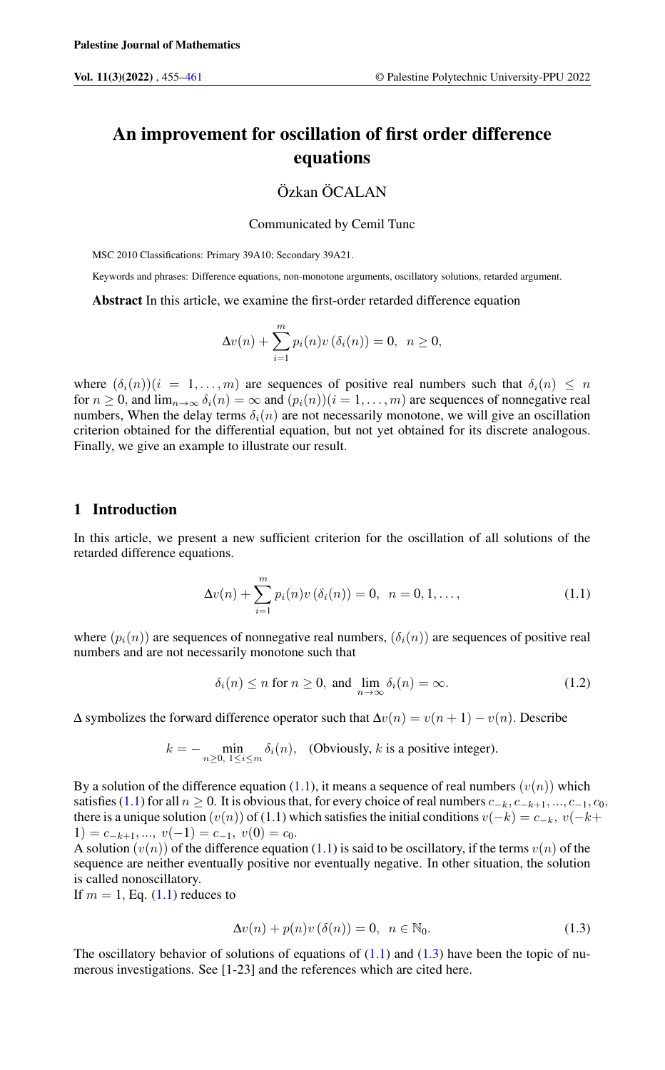# An improvement for oscillation of first order difference equations

Özkan ÖCALAN

Communicated by Cemil Tunc

MSC 2010 Classifications: Primary 39A10; Secondary 39A21.

Keywords and phrases: Difference equations, non-monotone arguments, oscillatory solutions, retarded argument.

**Abstract** In this article, we examine the first-order retarded difference equation

$$\Delta v(n) + \sum_{i=1}^{m} p_i(n) v\left(\delta_i(n)\right) = 0, \;\; n \geq 0,$$

where $(\delta_i(n))(i = 1, \ldots, m)$ are sequences of positive real numbers such that $\delta_i(n) \leq n$ for $n \geq 0$, and $\lim_{n\to\infty} \delta_i(n) = \infty$ and $(p_i(n))(i = 1, \ldots, m)$ are sequences of nonnegative real numbers, When the delay terms $\delta_i(n)$ are not necessarily monotone, we will give an oscillation criterion obtained for the differential equation, but not yet obtained for its discrete analogous. Finally, we give an example to illustrate our result.

## 1 Introduction

In this article, we present a new sufficient criterion for the oscillation of all solutions of the retarded difference equations.

$$\Delta v(n) + \sum_{i=1}^{m} p_i(n) v\left(\delta_i(n)\right) = 0, \;\; n = 0, 1, \ldots, \tag{1.1}$$

where $(p_i(n))$ are sequences of nonnegative real numbers, $(\delta_i(n))$ are sequences of positive real numbers and are not necessarily monotone such that

$$\delta_i(n) \leq n \text{ for } n \geq 0, \text{ and } \lim_{n\to\infty} \delta_i(n) = \infty. \tag{1.2}$$

$\Delta$ symbolizes the forward difference operator such that $\Delta v(n) = v(n+1) - v(n)$. Describe

$$k = -\min_{n\geq 0,\; 1\leq i\leq m} \delta_i(n), \quad \text{(Obviously, } k \text{ is a positive integer).}$$

By a solution of the difference equation (1.1), it means a sequence of real numbers $(v(n))$ which satisfies (1.1) for all $n \geq 0$. It is obvious that, for every choice of real numbers $c_{-k}, c_{-k+1}, ..., c_{-1}, c_0$, there is a unique solution $(v(n))$ of (1.1) which satisfies the initial conditions $v(-k) = c_{-k},\; v(-k+1) = c_{-k+1}, ...,\; v(-1) = c_{-1},\; v(0) = c_0$.

A solution $(v(n))$ of the difference equation (1.1) is said to be oscillatory, if the terms $v(n)$ of the sequence are neither eventually positive nor eventually negative. In other situation, the solution is called nonoscillatory.

If $m = 1$, Eq. (1.1) reduces to

$$\Delta v(n) + p(n) v\left(\delta(n)\right) = 0, \;\; n \in \mathbb{N}_0. \tag{1.3}$$

The oscillatory behavior of solutions of equations of (1.1) and (1.3) have been the topic of numerous investigations. See [1-23] and the references which are cited here.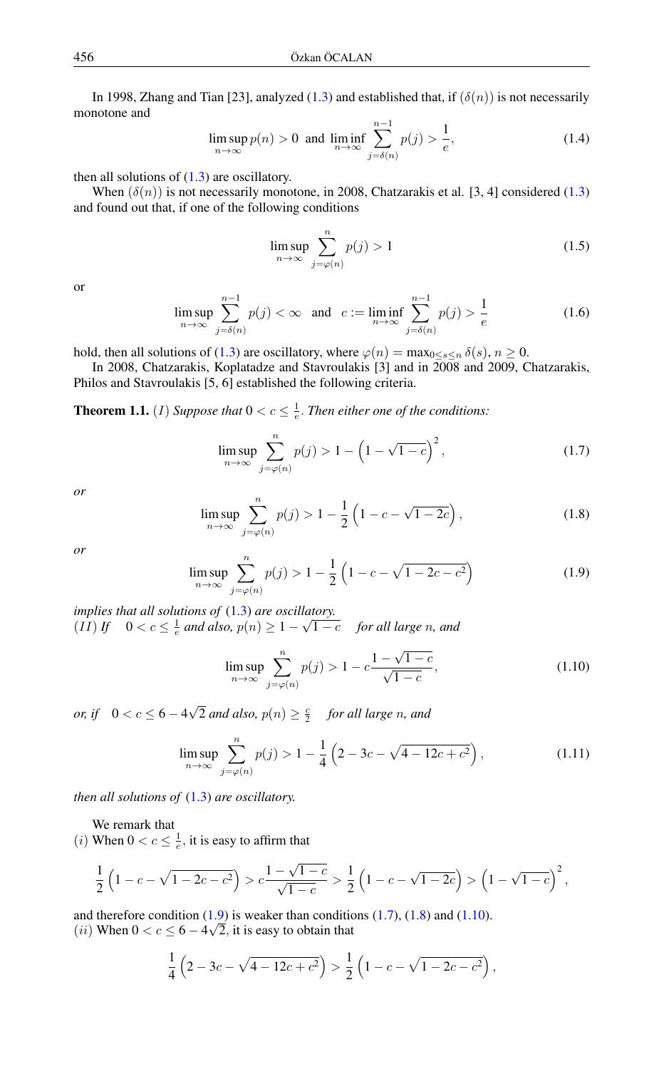In 1998, Zhang and Tian [23], analyzed (1.3) and established that, if $(\delta(n))$ is not necessarily monotone and

$$\limsup_{n\to\infty} p(n) > 0 \ \text{ and } \ \liminf_{n\to\infty} \sum_{j=\delta(n)}^{n-1} p(j) > \frac{1}{e}, \tag{1.4}$$

then all solutions of (1.3) are oscillatory.

When $(\delta(n))$ is not necessarily monotone, in 2008, Chatzarakis et al. [3, 4] considered (1.3) and found out that, if one of the following conditions

$$\limsup_{n\to\infty} \sum_{j=\varphi(n)}^{n} p(j) > 1 \tag{1.5}$$

or

$$\limsup_{n\to\infty} \sum_{j=\delta(n)}^{n-1} p(j) < \infty \quad \text{and} \quad c := \liminf_{n\to\infty} \sum_{j=\delta(n)}^{n-1} p(j) > \frac{1}{e} \tag{1.6}$$

hold, then all solutions of (1.3) are oscillatory, where $\varphi(n) = \max_{0\le s\le n} \delta(s)$, $n \ge 0$.

In 2008, Chatzarakis, Koplatadze and Stavroulakis [3] and in 2008 and 2009, Chatzarakis, Philos and Stavroulakis [5, 6] established the following criteria.

**Theorem 1.1.** $(I)$ *Suppose that* $0 < c \le \frac{1}{e}$. *Then either one of the conditions:*

$$\limsup_{n\to\infty} \sum_{j=\varphi(n)}^{n} p(j) > 1 - \left(1 - \sqrt{1-c}\right)^2, \tag{1.7}$$

*or*

$$\limsup_{n\to\infty} \sum_{j=\varphi(n)}^{n} p(j) > 1 - \frac{1}{2}\left(1 - c - \sqrt{1-2c}\right), \tag{1.8}$$

*or*

$$\limsup_{n\to\infty} \sum_{j=\varphi(n)}^{n} p(j) > 1 - \frac{1}{2}\left(1 - c - \sqrt{1-2c-c^2}\right) \tag{1.9}$$

*implies that all solutions of* (1.3) *are oscillatory.*

$(II)$ *If* $\quad 0 < c \le \frac{1}{e}$ *and also,* $p(n) \ge 1 - \sqrt{1-c}$ $\quad$ *for all large* $n$*, and*

$$\limsup_{n\to\infty} \sum_{j=\varphi(n)}^{n} p(j) > 1 - c\frac{1-\sqrt{1-c}}{\sqrt{1-c}}, \tag{1.10}$$

*or, if* $\quad 0 < c \le 6 - 4\sqrt{2}$ *and also,* $p(n) \ge \frac{c}{2}$ $\quad$ *for all large* $n$*, and*

$$\limsup_{n\to\infty} \sum_{j=\varphi(n)}^{n} p(j) > 1 - \frac{1}{4}\left(2 - 3c - \sqrt{4 - 12c + c^2}\right), \tag{1.11}$$

*then all solutions of* (1.3) *are oscillatory.*

We remark that

$(i)$ When $0 < c \le \frac{1}{e}$, it is easy to affirm that

$$\frac{1}{2}\left(1 - c - \sqrt{1-2c-c^2}\right) > c\frac{1-\sqrt{1-c}}{\sqrt{1-c}} > \frac{1}{2}\left(1 - c - \sqrt{1-2c}\right) > \left(1 - \sqrt{1-c}\right)^2,$$

and therefore condition (1.9) is weaker than conditions (1.7), (1.8) and (1.10).

$(ii)$ When $0 < c \le 6 - 4\sqrt{2}$, it is easy to obtain that

$$\frac{1}{4}\left(2 - 3c - \sqrt{4 - 12c + c^2}\right) > \frac{1}{2}\left(1 - c - \sqrt{1-2c-c^2}\right),$$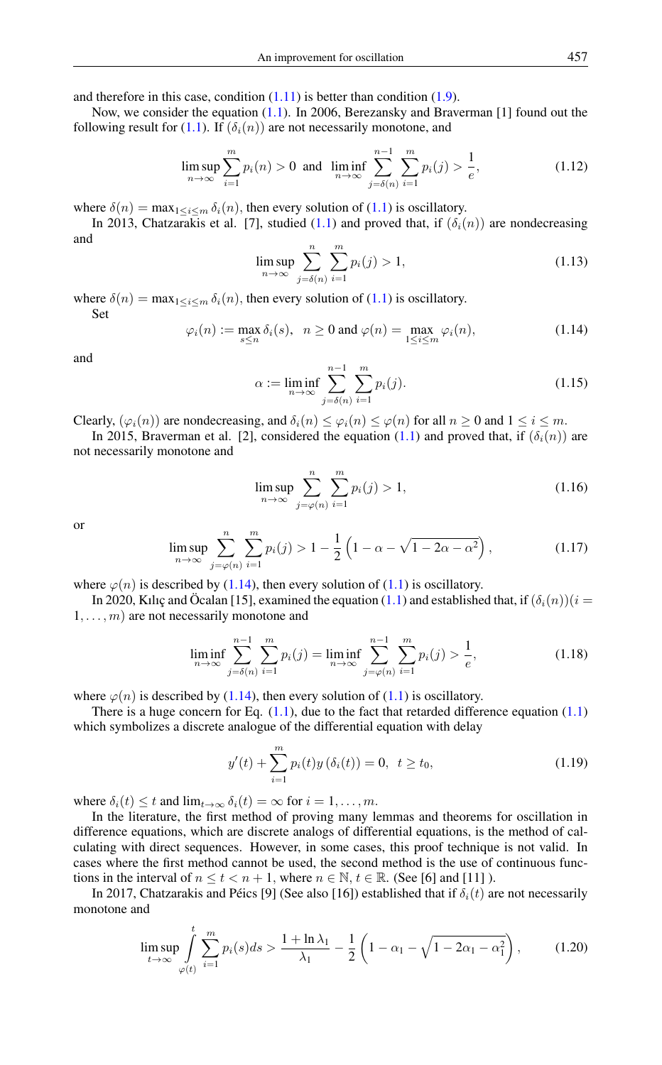and therefore in this case, condition (1.11) is better than condition (1.9).

Now, we consider the equation (1.1). In 2006, Berezansky and Braverman [1] found out the following result for (1.1). If $(\delta_i(n))$ are not necessarily monotone, and

$$\limsup_{n\to\infty}\sum_{i=1}^{m}p_i(n)>0 \text{ and } \liminf_{n\to\infty}\sum_{j=\delta(n)}^{n-1}\sum_{i=1}^{m}p_i(j)>\frac{1}{e}, \tag{1.12}$$

where $\delta(n)=\max_{1\le i\le m}\delta_i(n)$, then every solution of (1.1) is oscillatory.

In 2013, Chatzarakis et al. [7], studied (1.1) and proved that, if $(\delta_i(n))$ are nondecreasing and

$$\limsup_{n\to\infty}\sum_{j=\delta(n)}^{n}\sum_{i=1}^{m}p_i(j)>1, \tag{1.13}$$

where $\delta(n)=\max_{1\le i\le m}\delta_i(n)$, then every solution of (1.1) is oscillatory.

Set

$$\varphi_i(n):=\max_{s\le n}\delta_i(s),\quad n\ge 0 \text{ and } \varphi(n)=\max_{1\le i\le m}\varphi_i(n), \tag{1.14}$$

and

$$\alpha:=\liminf_{n\to\infty}\sum_{j=\delta(n)}^{n-1}\sum_{i=1}^{m}p_i(j). \tag{1.15}$$

Clearly, $(\varphi_i(n))$ are nondecreasing, and $\delta_i(n)\le\varphi_i(n)\le\varphi(n)$ for all $n\ge 0$ and $1\le i\le m$.

In 2015, Braverman et al. [2], considered the equation (1.1) and proved that, if $(\delta_i(n))$ are not necessarily monotone and

$$\limsup_{n\to\infty}\sum_{j=\varphi(n)}^{n}\sum_{i=1}^{m}p_i(j)>1, \tag{1.16}$$

or

$$\limsup_{n\to\infty}\sum_{j=\varphi(n)}^{n}\sum_{i=1}^{m}p_i(j)>1-\frac{1}{2}\left(1-\alpha-\sqrt{1-2\alpha-\alpha^2}\right), \tag{1.17}$$

where $\varphi(n)$ is described by (1.14), then every solution of (1.1) is oscillatory.

In 2020, Kılıç and Öcalan [15], examined the equation (1.1) and established that, if $(\delta_i(n))(i=1,\ldots,m)$ are not necessarily monotone and

$$\liminf_{n\to\infty}\sum_{j=\delta(n)}^{n-1}\sum_{i=1}^{m}p_i(j)=\liminf_{n\to\infty}\sum_{j=\varphi(n)}^{n-1}\sum_{i=1}^{m}p_i(j)>\frac{1}{e}, \tag{1.18}$$

where $\varphi(n)$ is described by (1.14), then every solution of (1.1) is oscillatory.

There is a huge concern for Eq. (1.1), due to the fact that retarded difference equation (1.1) which symbolizes a discrete analogue of the differential equation with delay

$$y'(t)+\sum_{i=1}^{m}p_i(t)y\left(\delta_i(t)\right)=0,\quad t\ge t_0, \tag{1.19}$$

where $\delta_i(t)\le t$ and $\lim_{t\to\infty}\delta_i(t)=\infty$ for $i=1,\ldots,m$.

In the literature, the first method of proving many lemmas and theorems for oscillation in difference equations, which are discrete analogs of differential equations, is the method of calculating with direct sequences. However, in some cases, this proof technique is not valid. In cases where the first method cannot be used, the second method is the use of continuous functions in the interval of $n\le t<n+1$, where $n\in\mathbb{N}$, $t\in\mathbb{R}$. (See [6] and [11] ).

In 2017, Chatzarakis and Péics [9] (See also [16]) established that if $\delta_i(t)$ are not necessarily monotone and

$$\limsup_{t\to\infty}\int_{\varphi(t)}^{t}\sum_{i=1}^{m}p_i(s)ds>\frac{1+\ln\lambda_1}{\lambda_1}-\frac{1}{2}\left(1-\alpha_1-\sqrt{1-2\alpha_1-\alpha_1^2}\right), \tag{1.20}$$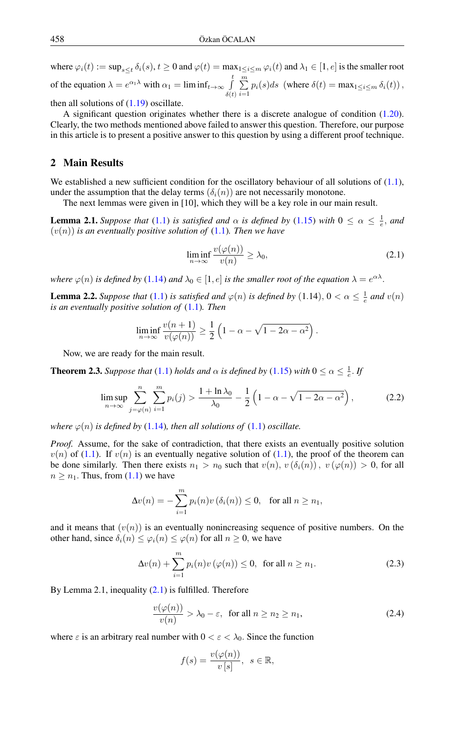where $\varphi_i(t) := \sup_{s\leq t} \delta_i(s)$, $t \geq 0$ and $\varphi(t) = \max_{1\leq i\leq m} \varphi_i(t)$ and $\lambda_1 \in [1, e]$ is the smaller root of the equation $\lambda = e^{\alpha_1 \lambda}$ with $\alpha_1 = \liminf_{t\to\infty} \int\limits_{\delta(t)}^{t} \sum\limits_{i=1}^{m} p_i(s)ds$ (where $\delta(t) = \max_{1\leq i\leq m} \delta_i(t)$), then all solutions of (1.19) oscillate.

A significant question originates whether there is a discrete analogue of condition (1.20). Clearly, the two methods mentioned above failed to answer this question. Therefore, our purpose in this article is to present a positive answer to this question by using a different proof technique.

## 2 Main Results

We established a new sufficient condition for the oscillatory behaviour of all solutions of (1.1), under the assumption that the delay terms $(\delta_i(n))$ are not necessarily monotone.

The next lemmas were given in [10], which they will be a key role in our main result.

**Lemma 2.1.** *Suppose that* (1.1) *is satisfied and* $\alpha$ *is defined by* (1.15) *with* $0 \leq \alpha \leq \frac{1}{e}$, *and* $(v(n))$ *is an eventually positive solution of* (1.1). *Then we have*

$$\liminf_{n\to\infty} \frac{v(\varphi(n))}{v(n)} \geq \lambda_0, \tag{2.1}$$

*where* $\varphi(n)$ *is defined by* (1.14) *and* $\lambda_0 \in [1, e]$ *is the smaller root of the equation* $\lambda = e^{\alpha\lambda}$.

**Lemma 2.2.** *Suppose that* (1.1) *is satisfied and* $\varphi(n)$ *is defined by* (1.14), $0 < \alpha \leq \frac{1}{e}$ *and* $v(n)$ *is an eventually positive solution of* (1.1). *Then*

$$\liminf_{n\to\infty} \frac{v(n+1)}{v(\varphi(n))} \geq \frac{1}{2}\left(1 - \alpha - \sqrt{1 - 2\alpha - \alpha^2}\right).$$

Now, we are ready for the main result.

**Theorem 2.3.** *Suppose that* (1.1) *holds and* $\alpha$ *is defined by* (1.15) *with* $0 \leq \alpha \leq \frac{1}{e}$. *If*

$$\limsup_{n\to\infty} \sum_{j=\varphi(n)}^{n} \sum_{i=1}^{m} p_i(j) > \frac{1 + \ln \lambda_0}{\lambda_0} - \frac{1}{2}\left(1 - \alpha - \sqrt{1 - 2\alpha - \alpha^2}\right), \tag{2.2}$$

*where* $\varphi(n)$ *is defined by* (1.14), *then all solutions of* (1.1) *oscillate.*

*Proof.* Assume, for the sake of contradiction, that there exists an eventually positive solution $v(n)$ of (1.1). If $v(n)$ is an eventually negative solution of (1.1), the proof of the theorem can be done similarly. Then there exists $n_1 > n_0$ such that $v(n)$, $v(\delta_i(n))$, $v(\varphi(n)) > 0$, for all $n \geq n_1$. Thus, from (1.1) we have

$$\Delta v(n) = -\sum_{i=1}^{m} p_i(n) v(\delta_i(n)) \leq 0, \quad \text{for all } n \geq n_1,$$

and it means that $(v(n))$ is an eventually nonincreasing sequence of positive numbers. On the other hand, since $\delta_i(n) \leq \varphi_i(n) \leq \varphi(n)$ for all $n \geq 0$, we have

$$\Delta v(n) + \sum_{i=1}^{m} p_i(n) v(\varphi(n)) \leq 0, \quad \text{for all } n \geq n_1. \tag{2.3}$$

By Lemma 2.1, inequality (2.1) is fulfilled. Therefore

$$\frac{v(\varphi(n))}{v(n)} > \lambda_0 - \varepsilon, \quad \text{for all } n \geq n_2 \geq n_1, \tag{2.4}$$

where $\varepsilon$ is an arbitrary real number with $0 < \varepsilon < \lambda_0$. Since the function

$$f(s) = \frac{v(\varphi(n))}{v[s]}, \quad s \in \mathbb{R},$$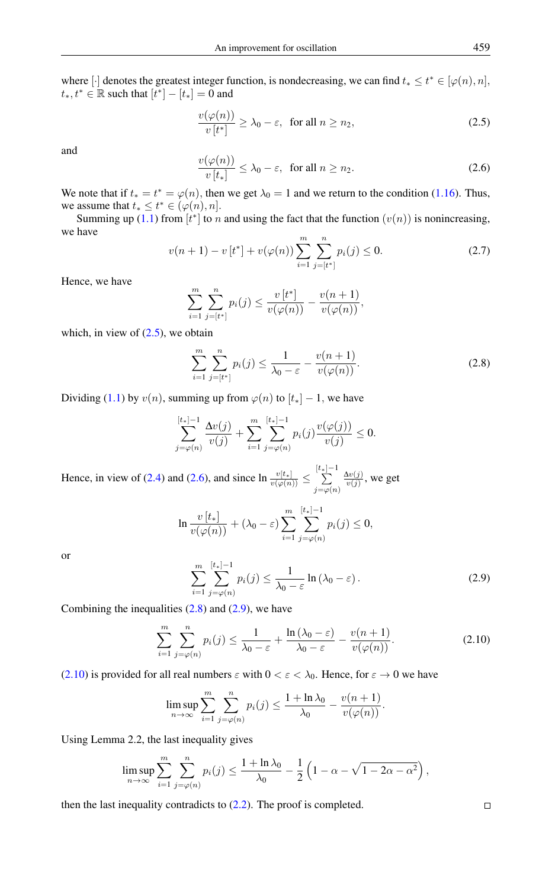where $[\cdot]$ denotes the greatest integer function, is nondecreasing, we can find $t_* \leq t^* \in [\varphi(n), n]$, $t_*, t^* \in \mathbb{R}$ such that $[t^*] - [t_*] = 0$ and

$$\frac{v(\varphi(n))}{v\,[t^*]} \geq \lambda_0 - \varepsilon, \quad \text{for all } n \geq n_2, \tag{2.5}$$

and

$$\frac{v(\varphi(n))}{v\,[t_*]} \leq \lambda_0 - \varepsilon, \quad \text{for all } n \geq n_2. \tag{2.6}$$

We note that if $t_* = t^* = \varphi(n)$, then we get $\lambda_0 = 1$ and we return to the condition (1.16). Thus, we assume that $t_* \leq t^* \in (\varphi(n), n]$.

Summing up (1.1) from $[t^*]$ to $n$ and using the fact that the function $(v(n))$ is nonincreasing, we have

$$v(n+1) - v\,[t^*] + v(\varphi(n)) \sum_{i=1}^{m} \sum_{j=[t^*]}^{n} p_i(j) \leq 0. \tag{2.7}$$

Hence, we have

$$\sum_{i=1}^{m} \sum_{j=[t^*]}^{n} p_i(j) \leq \frac{v\,[t^*]}{v(\varphi(n))} - \frac{v(n+1)}{v(\varphi(n))},$$

which, in view of (2.5), we obtain

$$\sum_{i=1}^{m} \sum_{j=[t^*]}^{n} p_i(j) \leq \frac{1}{\lambda_0 - \varepsilon} - \frac{v(n+1)}{v(\varphi(n))}. \tag{2.8}$$

Dividing (1.1) by $v(n)$, summing up from $\varphi(n)$ to $[t_*] - 1$, we have

$$\sum_{j=\varphi(n)}^{[t_*]-1} \frac{\Delta v(j)}{v(j)} + \sum_{i=1}^{m} \sum_{j=\varphi(n)}^{[t_*]-1} p_i(j) \frac{v(\varphi(j))}{v(j)} \leq 0.$$

Hence, in view of (2.4) and (2.6), and since $\ln \frac{v[t_*]}{v(\varphi(n))} \leq \sum_{j=\varphi(n)}^{[t_*]-1} \frac{\Delta v(j)}{v(j)}$, we get

$$\ln \frac{v\,[t_*]}{v(\varphi(n))} + (\lambda_0 - \varepsilon) \sum_{i=1}^{m} \sum_{j=\varphi(n)}^{[t_*]-1} p_i(j) \leq 0,$$

or

$$\sum_{i=1}^{m} \sum_{j=\varphi(n)}^{[t_*]-1} p_i(j) \leq \frac{1}{\lambda_0 - \varepsilon} \ln (\lambda_0 - \varepsilon). \tag{2.9}$$

Combining the inequalities (2.8) and (2.9), we have

$$\sum_{i=1}^{m} \sum_{j=\varphi(n)}^{n} p_i(j) \leq \frac{1}{\lambda_0 - \varepsilon} + \frac{\ln (\lambda_0 - \varepsilon)}{\lambda_0 - \varepsilon} - \frac{v(n+1)}{v(\varphi(n))}. \tag{2.10}$$

(2.10) is provided for all real numbers $\varepsilon$ with $0 < \varepsilon < \lambda_0$. Hence, for $\varepsilon \to 0$ we have

$$\limsup_{n \to \infty} \sum_{i=1}^{m} \sum_{j=\varphi(n)}^{n} p_i(j) \leq \frac{1 + \ln \lambda_0}{\lambda_0} - \frac{v(n+1)}{v(\varphi(n))}.$$

Using Lemma 2.2, the last inequality gives

$$\limsup_{n \to \infty} \sum_{i=1}^{m} \sum_{j=\varphi(n)}^{n} p_i(j) \leq \frac{1 + \ln \lambda_0}{\lambda_0} - \frac{1}{2}\left(1 - \alpha - \sqrt{1 - 2\alpha - \alpha^2}\right),$$

then the last inequality contradicts to (2.2). The proof is completed. □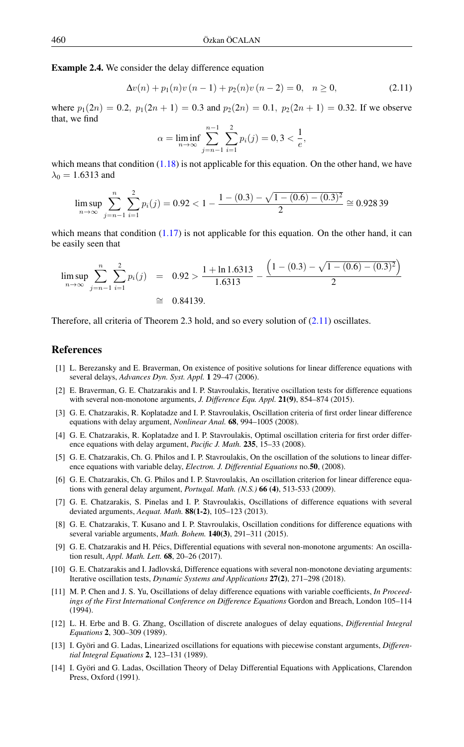**Example 2.4.** We consider the delay difference equation

$$\Delta v(n) + p_1(n)v\,(n-1) + p_2(n)v\,(n-2) = 0, \quad n \geq 0, \tag{2.11}$$

where $p_1(2n) = 0.2,\ p_1(2n+1) = 0.3$ and $p_2(2n) = 0.1,\ p_2(2n+1) = 0.32$. If we observe that, we find

$$\alpha = \liminf_{n\to\infty} \sum_{j=n-1}^{n-1} \sum_{i=1}^{2} p_i(j) = 0,3 < \frac{1}{e},$$

which means that condition (1.18) is not applicable for this equation. On the other hand, we have $\lambda_0 = 1.6313$ and

$$\limsup_{n\to\infty} \sum_{j=n-1}^{n} \sum_{i=1}^{2} p_i(j) = 0.92 < 1 - \frac{1-(0.3)-\sqrt{1-(0.6)-(0.3)^2}}{2} \cong 0.928\,39$$

which means that condition (1.17) is not applicable for this equation. On the other hand, it can be easily seen that

$$\begin{aligned} \limsup_{n\to\infty} \sum_{j=n-1}^{n} \sum_{i=1}^{2} p_i(j) &= 0.92 > \frac{1+\ln 1.6313}{1.6313} - \frac{\left(1-(0.3)-\sqrt{1-(0.6)-(0.3)^2}\right)}{2} \\ &\cong 0.84139. \end{aligned}$$

Therefore, all criteria of Theorem 2.3 hold, and so every solution of (2.11) oscillates.

## References

[1] L. Berezansky and E. Braverman, On existence of positive solutions for linear difference equations with several delays, *Advances Dyn. Syst. Appl.* **1** 29–47 (2006).

[2] E. Braverman, G. E. Chatzarakis and I. P. Stavroulakis, Iterative oscillation tests for difference equations with several non-monotone arguments, *J. Difference Equ. Appl.* **21(9)**, 854–874 (2015).

[3] G. E. Chatzarakis, R. Koplatadze and I. P. Stavroulakis, Oscillation criteria of first order linear difference equations with delay argument, *Nonlinear Anal.* **68**, 994–1005 (2008).

[4] G. E. Chatzarakis, R. Koplatadze and I. P. Stavroulakis, Optimal oscillation criteria for first order difference equations with delay argument, *Pacific J. Math.* **235**, 15–33 (2008).

[5] G. E. Chatzarakis, Ch. G. Philos and I. P. Stavroulakis, On the oscillation of the solutions to linear difference equations with variable delay, *Electron. J. Differential Equations* no.**50**, (2008).

[6] G. E. Chatzarakis, Ch. G. Philos and I. P. Stavroulakis, An oscillation criterion for linear difference equations with general delay argument, *Portugal. Math. (N.S.)* **66 (4)**, 513-533 (2009).

[7] G. E. Chatzarakis, S. Pinelas and I. P. Stavroulakis, Oscillations of difference equations with several deviated arguments, *Aequat. Math.* **88(1-2)**, 105–123 (2013).

[8] G. E. Chatzarakis, T. Kusano and I. P. Stavroulakis, Oscillation conditions for difference equations with several variable arguments, *Math. Bohem.* **140(3)**, 291–311 (2015).

[9] G. E. Chatzarakis and H. Péics, Differential equations with several non-monotone arguments: An oscillation result, *Appl. Math. Lett.* **68**, 20–26 (2017).

[10] G. E. Chatzarakis and I. Jadlovská, Difference equations with several non-monotone deviating arguments: Iterative oscillation tests, *Dynamic Systems and Applications* **27(2)**, 271–298 (2018).

[11] M. P. Chen and J. S. Yu, Oscillations of delay difference equations with variable coefficients, *In Proceedings of the First International Conference on Difference Equations* Gordon and Breach, London 105–114 (1994).

[12] L. H. Erbe and B. G. Zhang, Oscillation of discrete analogues of delay equations, *Differential Integral Equations* **2**, 300–309 (1989).

[13] I. Györi and G. Ladas, Linearized oscillations for equations with piecewise constant arguments, *Differential Integral Equations* **2**, 123–131 (1989).

[14] I. Györi and G. Ladas, Oscillation Theory of Delay Differential Equations with Applications, Clarendon Press, Oxford (1991).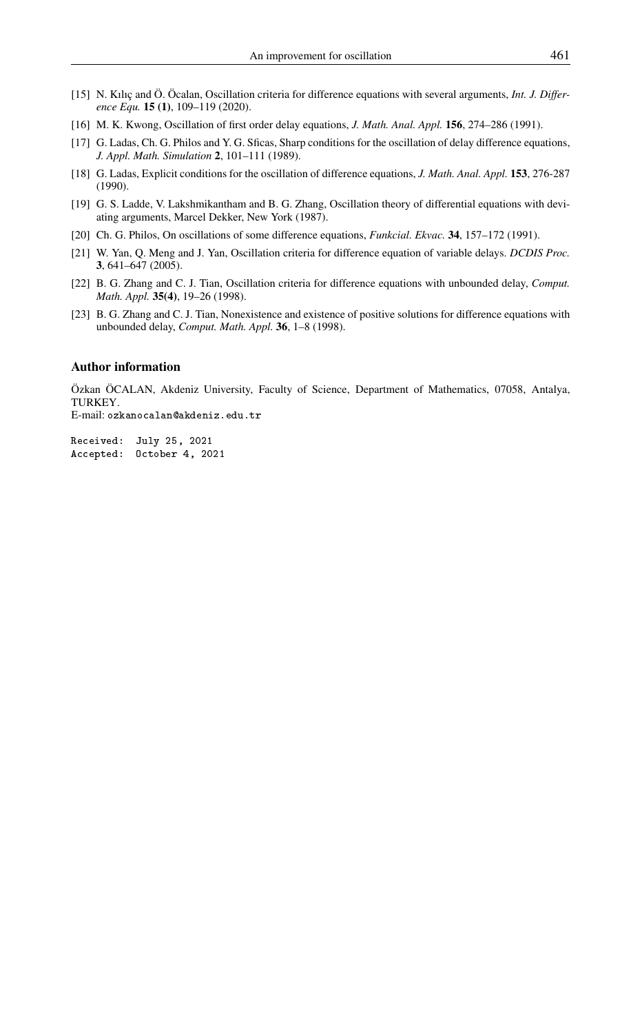[15] N. Kılıç and Ö. Öcalan, Oscillation criteria for difference equations with several arguments, *Int. J. Difference Equ.* **15 (1)**, 109–119 (2020).

[16] M. K. Kwong, Oscillation of first order delay equations, *J. Math. Anal. Appl.* **156**, 274–286 (1991).

[17] G. Ladas, Ch. G. Philos and Y. G. Sficas, Sharp conditions for the oscillation of delay difference equations, *J. Appl. Math. Simulation* **2**, 101–111 (1989).

[18] G. Ladas, Explicit conditions for the oscillation of difference equations, *J. Math. Anal. Appl.* **153**, 276-287 (1990).

[19] G. S. Ladde, V. Lakshmikantham and B. G. Zhang, Oscillation theory of differential equations with deviating arguments, Marcel Dekker, New York (1987).

[20] Ch. G. Philos, On oscillations of some difference equations, *Funkcial. Ekvac.* **34**, 157–172 (1991).

[21] W. Yan, Q. Meng and J. Yan, Oscillation criteria for difference equation of variable delays. *DCDIS Proc.* **3**, 641–647 (2005).

[22] B. G. Zhang and C. J. Tian, Oscillation criteria for difference equations with unbounded delay, *Comput. Math. Appl.* **35(4)**, 19–26 (1998).

[23] B. G. Zhang and C. J. Tian, Nonexistence and existence of positive solutions for difference equations with unbounded delay, *Comput. Math. Appl.* **36**, 1–8 (1998).

### Author information

Özkan ÖCALAN, Akdeniz University, Faculty of Science, Department of Mathematics, 07058, Antalya, TURKEY.
E-mail: ozkanocalan@akdeniz.edu.tr

Received: July 25, 2021
Accepted: October 4, 2021